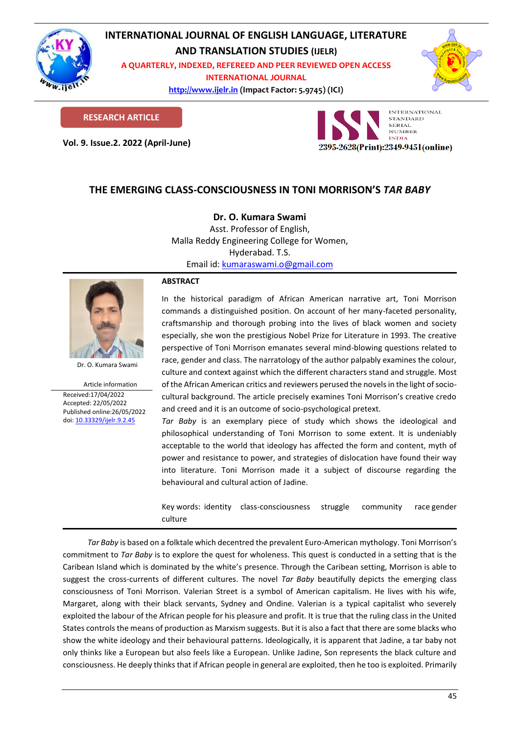# INTERNATIONAL JOURNAL OF ENGLISH LANGUAGE, LITERATURE AND TRANSLATION STUDIES (IJELR)

A QUARTERLY, INDEXED, REFEREED AND PEER REVIEWED OPEN ACCESS INTERNATIONAL JOURNAL

http://www.ijelr.in (Impact Factor: 5.9745) (ICI)

**RESEARCH ARTICLE**

**Vol. 9. Issue.2. 2022 (April-June)**

2395-2628(Print):2349-9451(online)

## THE EMERGING CLASS-CONSCIOUSNESS IN TONI MORRISON'S *TAR BABY*

**Dr. O. Kumara Swami**
Asst. Professor of English,
Malla Reddy Engineering College for Women,
Hyderabad. T.S.
Email id: kumaraswami.o@gmail.com

Dr. O. Kumara Swami

Article information
Received:17/04/2022
Accepted: 22/05/2022
Published online:26/05/2022
doi: 10.33329/ijelr.9.2.45

### ABSTRACT

In the historical paradigm of African American narrative art, Toni Morrison commands a distinguished position. On account of her many-faceted personality, craftsmanship and thorough probing into the lives of black women and society especially, she won the prestigious Nobel Prize for Literature in 1993. The creative perspective of Toni Morrison emanates several mind-blowing questions related to race, gender and class. The narratology of the author palpably examines the colour, culture and context against which the different characters stand and struggle. Most of the African American critics and reviewers perused the novels in the light of socio-cultural background. The article precisely examines Toni Morrison's creative credo and creed and it is an outcome of socio-psychological pretext.

*Tar Baby* is an exemplary piece of study which shows the ideological and philosophical understanding of Toni Morrison to some extent. It is undeniably acceptable to the world that ideology has affected the form and content, myth of power and resistance to power, and strategies of dislocation have found their way into literature. Toni Morrison made it a subject of discourse regarding the behavioural and cultural action of Jadine.

Key words: identity class-consciousness struggle community race gender culture

*Tar Baby* is based on a folktale which decentred the prevalent Euro-American mythology. Toni Morrison's commitment to *Tar Baby* is to explore the quest for wholeness. This quest is conducted in a setting that is the Caribean Island which is dominated by the white's presence. Through the Caribean setting, Morrison is able to suggest the cross-currents of different cultures. The novel *Tar Baby* beautifully depicts the emerging class consciousness of Toni Morrison. Valerian Street is a symbol of American capitalism. He lives with his wife, Margaret, along with their black servants, Sydney and Ondine. Valerian is a typical capitalist who severely exploited the labour of the African people for his pleasure and profit. It is true that the ruling class in the United States controls the means of production as Marxism suggests. But it is also a fact that there are some blacks who show the white ideology and their behavioural patterns. Ideologically, it is apparent that Jadine, a tar baby not only thinks like a European but also feels like a European. Unlike Jadine, Son represents the black culture and consciousness. He deeply thinks that if African people in general are exploited, then he too is exploited. Primarily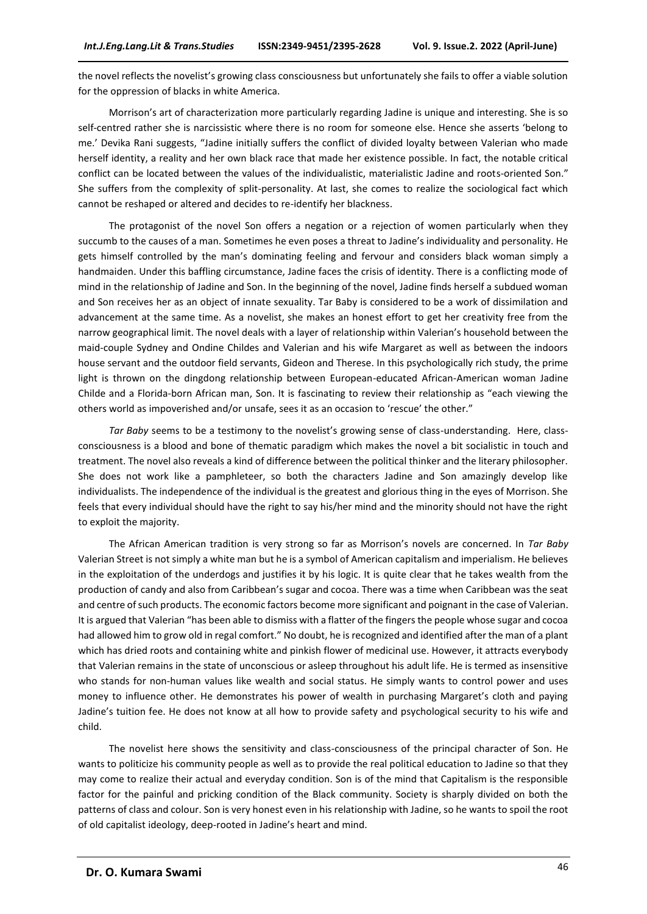the novel reflects the novelist's growing class consciousness but unfortunately she fails to offer a viable solution for the oppression of blacks in white America.

Morrison's art of characterization more particularly regarding Jadine is unique and interesting. She is so self-centred rather she is narcissistic where there is no room for someone else. Hence she asserts 'belong to me.' Devika Rani suggests, "Jadine initially suffers the conflict of divided loyalty between Valerian who made herself identity, a reality and her own black race that made her existence possible. In fact, the notable critical conflict can be located between the values of the individualistic, materialistic Jadine and roots-oriented Son." She suffers from the complexity of split-personality. At last, she comes to realize the sociological fact which cannot be reshaped or altered and decides to re-identify her blackness.

The protagonist of the novel Son offers a negation or a rejection of women particularly when they succumb to the causes of a man. Sometimes he even poses a threat to Jadine's individuality and personality. He gets himself controlled by the man's dominating feeling and fervour and considers black woman simply a handmaiden. Under this baffling circumstance, Jadine faces the crisis of identity. There is a conflicting mode of mind in the relationship of Jadine and Son. In the beginning of the novel, Jadine finds herself a subdued woman and Son receives her as an object of innate sexuality. Tar Baby is considered to be a work of dissimilation and advancement at the same time. As a novelist, she makes an honest effort to get her creativity free from the narrow geographical limit. The novel deals with a layer of relationship within Valerian's household between the maid-couple Sydney and Ondine Childes and Valerian and his wife Margaret as well as between the indoors house servant and the outdoor field servants, Gideon and Therese. In this psychologically rich study, the prime light is thrown on the dingdong relationship between European-educated African-American woman Jadine Childe and a Florida-born African man, Son. It is fascinating to review their relationship as "each viewing the others world as impoverished and/or unsafe, sees it as an occasion to 'rescue' the other."

*Tar Baby* seems to be a testimony to the novelist's growing sense of class-understanding. Here, class-consciousness is a blood and bone of thematic paradigm which makes the novel a bit socialistic in touch and treatment. The novel also reveals a kind of difference between the political thinker and the literary philosopher. She does not work like a pamphleteer, so both the characters Jadine and Son amazingly develop like individualists. The independence of the individual is the greatest and glorious thing in the eyes of Morrison. She feels that every individual should have the right to say his/her mind and the minority should not have the right to exploit the majority.

The African American tradition is very strong so far as Morrison's novels are concerned. In *Tar Baby* Valerian Street is not simply a white man but he is a symbol of American capitalism and imperialism. He believes in the exploitation of the underdogs and justifies it by his logic. It is quite clear that he takes wealth from the production of candy and also from Caribbean's sugar and cocoa. There was a time when Caribbean was the seat and centre of such products. The economic factors become more significant and poignant in the case of Valerian. It is argued that Valerian "has been able to dismiss with a flatter of the fingers the people whose sugar and cocoa had allowed him to grow old in regal comfort." No doubt, he is recognized and identified after the man of a plant which has dried roots and containing white and pinkish flower of medicinal use. However, it attracts everybody that Valerian remains in the state of unconscious or asleep throughout his adult life. He is termed as insensitive who stands for non-human values like wealth and social status. He simply wants to control power and uses money to influence other. He demonstrates his power of wealth in purchasing Margaret's cloth and paying Jadine's tuition fee. He does not know at all how to provide safety and psychological security to his wife and child.

The novelist here shows the sensitivity and class-consciousness of the principal character of Son. He wants to politicize his community people as well as to provide the real political education to Jadine so that they may come to realize their actual and everyday condition. Son is of the mind that Capitalism is the responsible factor for the painful and pricking condition of the Black community. Society is sharply divided on both the patterns of class and colour. Son is very honest even in his relationship with Jadine, so he wants to spoil the root of old capitalist ideology, deep-rooted in Jadine's heart and mind.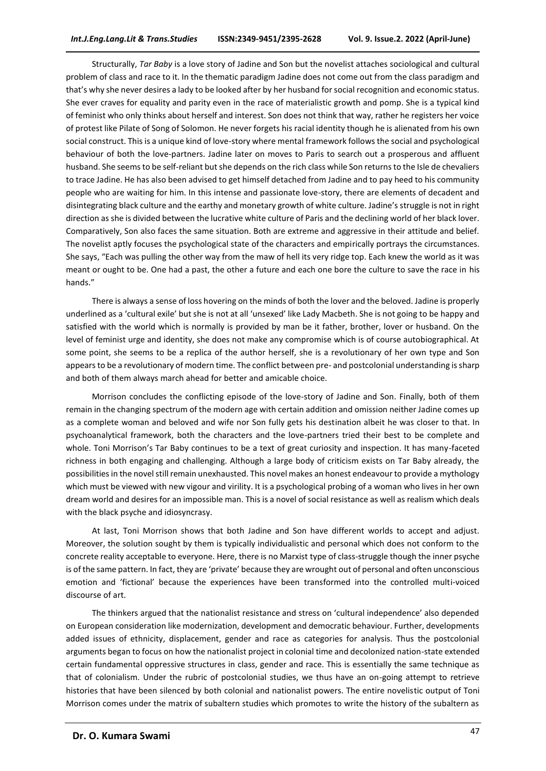Structurally, *Tar Baby* is a love story of Jadine and Son but the novelist attaches sociological and cultural problem of class and race to it. In the thematic paradigm Jadine does not come out from the class paradigm and that's why she never desires a lady to be looked after by her husband for social recognition and economic status. She ever craves for equality and parity even in the race of materialistic growth and pomp. She is a typical kind of feminist who only thinks about herself and interest. Son does not think that way, rather he registers her voice of protest like Pilate of Song of Solomon. He never forgets his racial identity though he is alienated from his own social construct. This is a unique kind of love-story where mental framework follows the social and psychological behaviour of both the love-partners. Jadine later on moves to Paris to search out a prosperous and affluent husband. She seems to be self-reliant but she depends on the rich class while Son returns to the Isle de chevaliers to trace Jadine. He has also been advised to get himself detached from Jadine and to pay heed to his community people who are waiting for him. In this intense and passionate love-story, there are elements of decadent and disintegrating black culture and the earthy and monetary growth of white culture. Jadine's struggle is not in right direction as she is divided between the lucrative white culture of Paris and the declining world of her black lover. Comparatively, Son also faces the same situation. Both are extreme and aggressive in their attitude and belief. The novelist aptly focuses the psychological state of the characters and empirically portrays the circumstances. She says, "Each was pulling the other way from the maw of hell its very ridge top. Each knew the world as it was meant or ought to be. One had a past, the other a future and each one bore the culture to save the race in his hands."

There is always a sense of loss hovering on the minds of both the lover and the beloved. Jadine is properly underlined as a 'cultural exile' but she is not at all 'unsexed' like Lady Macbeth. She is not going to be happy and satisfied with the world which is normally is provided by man be it father, brother, lover or husband. On the level of feminist urge and identity, she does not make any compromise which is of course autobiographical. At some point, she seems to be a replica of the author herself, she is a revolutionary of her own type and Son appears to be a revolutionary of modern time. The conflict between pre- and postcolonial understanding is sharp and both of them always march ahead for better and amicable choice.

Morrison concludes the conflicting episode of the love-story of Jadine and Son. Finally, both of them remain in the changing spectrum of the modern age with certain addition and omission neither Jadine comes up as a complete woman and beloved and wife nor Son fully gets his destination albeit he was closer to that. In psychoanalytical framework, both the characters and the love-partners tried their best to be complete and whole. Toni Morrison's Tar Baby continues to be a text of great curiosity and inspection. It has many-faceted richness in both engaging and challenging. Although a large body of criticism exists on Tar Baby already, the possibilities in the novel still remain unexhausted. This novel makes an honest endeavour to provide a mythology which must be viewed with new vigour and virility. It is a psychological probing of a woman who lives in her own dream world and desires for an impossible man. This is a novel of social resistance as well as realism which deals with the black psyche and idiosyncrasy.

At last, Toni Morrison shows that both Jadine and Son have different worlds to accept and adjust. Moreover, the solution sought by them is typically individualistic and personal which does not conform to the concrete reality acceptable to everyone. Here, there is no Marxist type of class-struggle though the inner psyche is of the same pattern. In fact, they are 'private' because they are wrought out of personal and often unconscious emotion and 'fictional' because the experiences have been transformed into the controlled multi-voiced discourse of art.

The thinkers argued that the nationalist resistance and stress on 'cultural independence' also depended on European consideration like modernization, development and democratic behaviour. Further, developments added issues of ethnicity, displacement, gender and race as categories for analysis. Thus the postcolonial arguments began to focus on how the nationalist project in colonial time and decolonized nation-state extended certain fundamental oppressive structures in class, gender and race. This is essentially the same technique as that of colonialism. Under the rubric of postcolonial studies, we thus have an on-going attempt to retrieve histories that have been silenced by both colonial and nationalist powers. The entire novelistic output of Toni Morrison comes under the matrix of subaltern studies which promotes to write the history of the subaltern as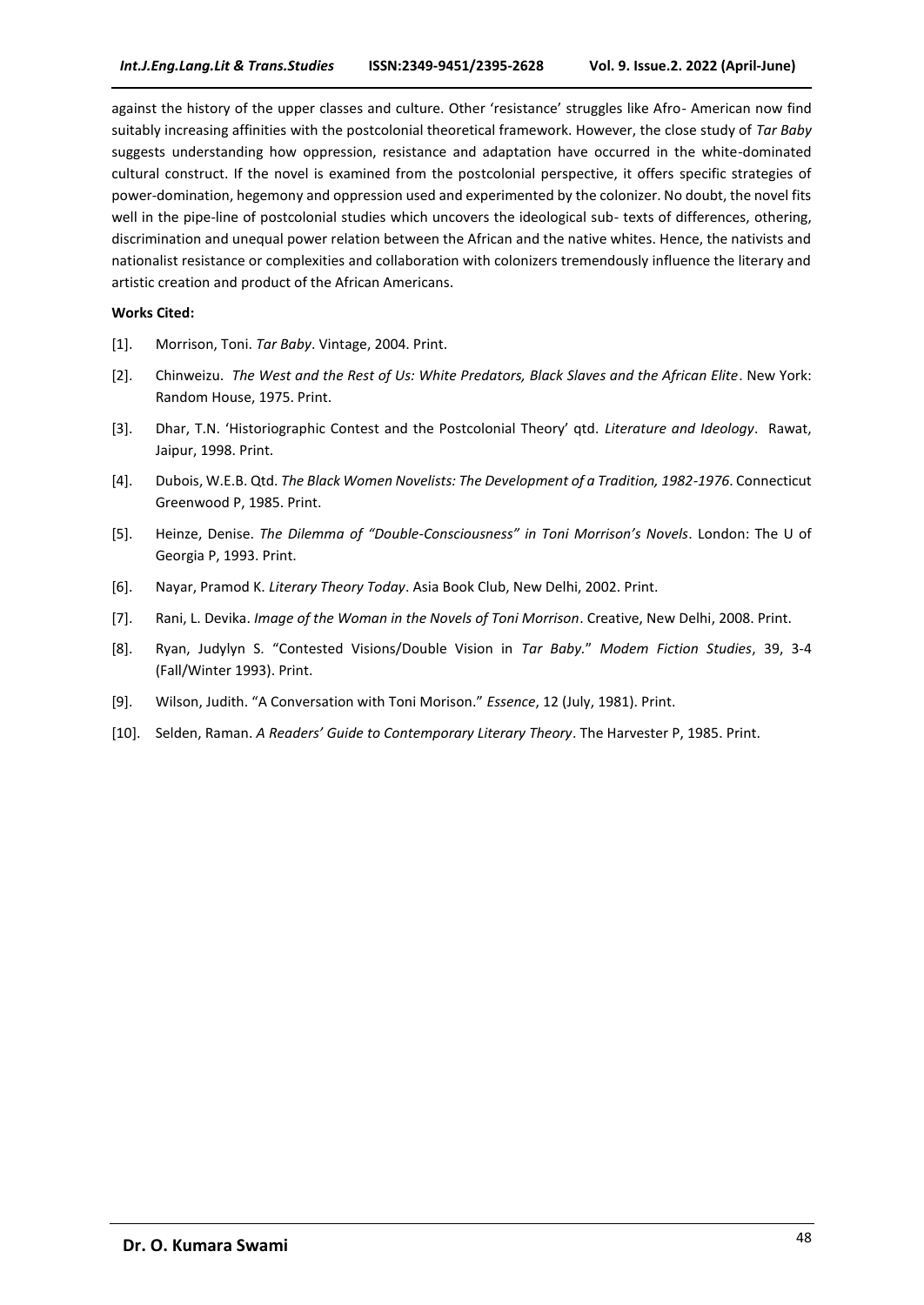against the history of the upper classes and culture. Other 'resistance' struggles like Afro- American now find suitably increasing affinities with the postcolonial theoretical framework. However, the close study of *Tar Baby* suggests understanding how oppression, resistance and adaptation have occurred in the white-dominated cultural construct. If the novel is examined from the postcolonial perspective, it offers specific strategies of power-domination, hegemony and oppression used and experimented by the colonizer. No doubt, the novel fits well in the pipe-line of postcolonial studies which uncovers the ideological sub- texts of differences, othering, discrimination and unequal power relation between the African and the native whites. Hence, the nativists and nationalist resistance or complexities and collaboration with colonizers tremendously influence the literary and artistic creation and product of the African Americans.

**Works Cited:**

[1]. Morrison, Toni. *Tar Baby*. Vintage, 2004. Print.

[2]. Chinweizu. *The West and the Rest of Us: White Predators, Black Slaves and the African Elite*. New York: Random House, 1975. Print.

[3]. Dhar, T.N. 'Historiographic Contest and the Postcolonial Theory' qtd. *Literature and Ideology*. Rawat, Jaipur, 1998. Print.

[4]. Dubois, W.E.B. Qtd. *The Black Women Novelists: The Development of a Tradition, 1982-1976*. Connecticut Greenwood P, 1985. Print.

[5]. Heinze, Denise. *The Dilemma of "Double-Consciousness" in Toni Morrison's Novels*. London: The U of Georgia P, 1993. Print.

[6]. Nayar, Pramod K. *Literary Theory Today*. Asia Book Club, New Delhi, 2002. Print.

[7]. Rani, L. Devika. *Image of the Woman in the Novels of Toni Morrison*. Creative, New Delhi, 2008. Print.

[8]. Ryan, Judylyn S. "Contested Visions/Double Vision in *Tar Baby.*" *Modem Fiction Studies*, 39, 3-4 (Fall/Winter 1993). Print.

[9]. Wilson, Judith. "A Conversation with Toni Morison." *Essence*, 12 (July, 1981). Print.

[10]. Selden, Raman. *A Readers' Guide to Contemporary Literary Theory*. The Harvester P, 1985. Print.